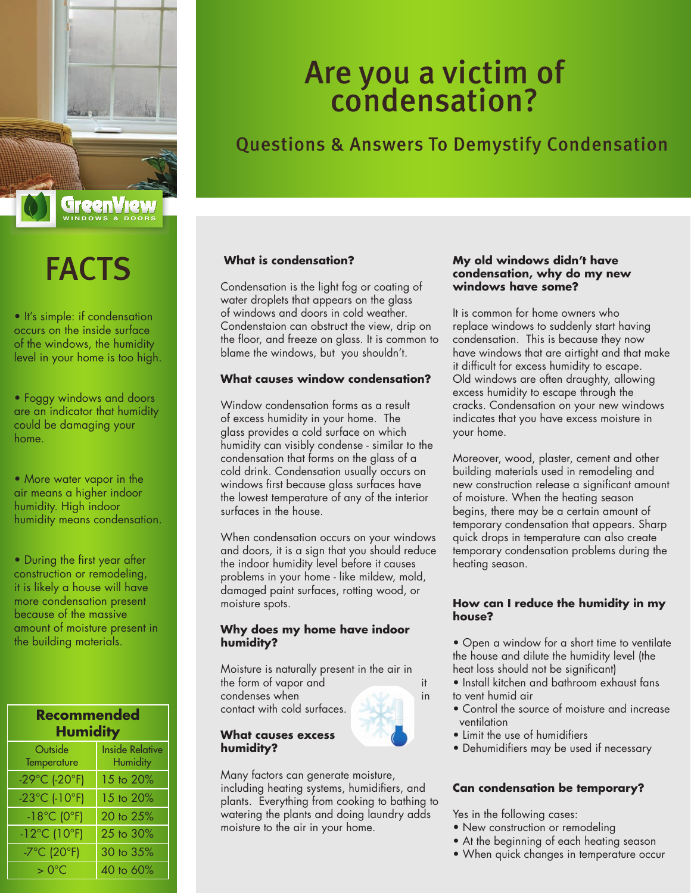GreenView
WINDOWS & DOORS

# Are you a victim of condensation?

## Questions & Answers To Demystify Condensation

## FACTS

- It's simple: if condensation occurs on the inside surface of the windows, the humidity level in your home is too high.
- Foggy windows and doors are an indicator that humidity could be damaging your home.
- More water vapor in the air means a higher indoor humidity. High indoor humidity means condensation.
- During the first year after construction or remodeling, it is likely a house will have more condensation present because of the massive amount of moisture present in the building materials.

| Recommended Humidity | |
|---|---|
| Outside Temperature | Inside Relative Humidity |
| -29°C (-20°F) | 15 to 20% |
| -23°C (-10°F) | 15 to 20% |
| -18°C (0°F) | 20 to 25% |
| -12°C (10°F) | 25 to 30% |
| -7°C (20°F) | 30 to 35% |
| > 0°C | 40 to 60% |

### What is condensation?

Condensation is the light fog or coating of water droplets that appears on the glass of windows and doors in cold weather. Condenstaion can obstruct the view, drip on the floor, and freeze on glass. It is common to blame the windows, but you shouldn't.

### What causes window condensation?

Window condensation forms as a result of excess humidity in your home. The glass provides a cold surface on which humidity can visibly condense - similar to the condensation that forms on the glass of a cold drink. Condensation usually occurs on windows first because glass surfaces have the lowest temperature of any of the interior surfaces in the house.

When condensation occurs on your windows and doors, it is a sign that you should reduce the indoor humidity level before it causes problems in your home - like mildew, mold, damaged paint surfaces, rotting wood, or moisture spots.

### Why does my home have indoor humidity?

Moisture is naturally present in the air in the form of vapor and it condenses when in contact with cold surfaces.

### What causes excess humidity?

Many factors can generate moisture, including heating systems, humidifiers, and plants. Everything from cooking to bathing to watering the plants and doing laundry adds moisture to the air in your home.

### My old windows didn't have condensation, why do my new windows have some?

It is common for home owners who replace windows to suddenly start having condensation. This is because they now have windows that are airtight and that make it difficult for excess humidity to escape. Old windows are often draughty, allowing excess humidity to escape through the cracks. Condensation on your new windows indicates that you have excess moisture in your home.

Moreover, wood, plaster, cement and other building materials used in remodeling and new construction release a significant amount of moisture. When the heating season begins, there may be a certain amount of temporary condensation that appears. Sharp quick drops in temperature can also create temporary condensation problems during the heating season.

### How can I reduce the humidity in my house?

- Open a window for a short time to ventilate the house and dilute the humidity level (the heat loss should not be significant)
- Install kitchen and bathroom exhaust fans to vent humid air
- Control the source of moisture and increase ventilation
- Limit the use of humidifiers
- Dehumidifiers may be used if necessary

### Can condensation be temporary?

Yes in the following cases:

- New construction or remodeling
- At the beginning of each heating season
- When quick changes in temperature occur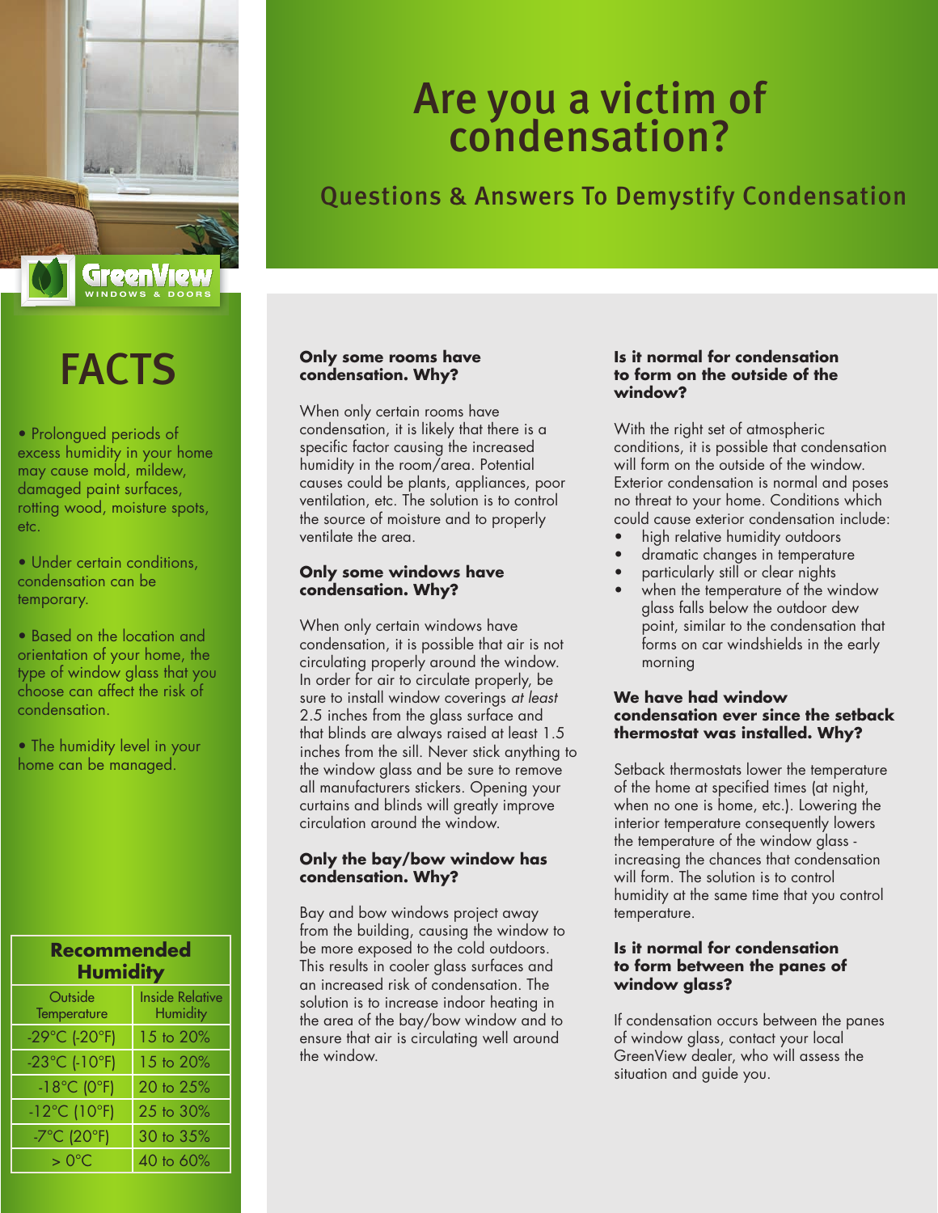# Are you a victim of condensation?

## Questions & Answers To Demystify Condensation

GreenView
WINDOWS & DOORS

## FACTS

- Prolongued periods of excess humidity in your home may cause mold, mildew, damaged paint surfaces, rotting wood, moisture spots, etc.
- Under certain conditions, condensation can be temporary.
- Based on the location and orientation of your home, the type of window glass that you choose can affect the risk of condensation.
- The humidity level in your home can be managed.

**Recommended Humidity**

| Outside Temperature | Inside Relative Humidity |
|---|---|
| -29°C (-20°F) | 15 to 20% |
| -23°C (-10°F) | 15 to 20% |
| -18°C (0°F) | 20 to 25% |
| -12°C (10°F) | 25 to 30% |
| -7°C (20°F) | 30 to 35% |
| > 0°C | 40 to 60% |

**Only some rooms have condensation. Why?**

When only certain rooms have condensation, it is likely that there is a specific factor causing the increased humidity in the room/area. Potential causes could be plants, appliances, poor ventilation, etc. The solution is to control the source of moisture and to properly ventilate the area.

**Only some windows have condensation. Why?**

When only certain windows have condensation, it is possible that air is not circulating properly around the window. In order for air to circulate properly, be sure to install window coverings *at least* 2.5 inches from the glass surface and that blinds are always raised at least 1.5 inches from the sill. Never stick anything to the window glass and be sure to remove all manufacturers stickers. Opening your curtains and blinds will greatly improve circulation around the window.

**Only the bay/bow window has condensation. Why?**

Bay and bow windows project away from the building, causing the window to be more exposed to the cold outdoors. This results in cooler glass surfaces and an increased risk of condensation. The solution is to increase indoor heating in the area of the bay/bow window and to ensure that air is circulating well around the window.

**Is it normal for condensation to form on the outside of the window?**

With the right set of atmospheric conditions, it is possible that condensation will form on the outside of the window. Exterior condensation is normal and poses no threat to your home. Conditions which could cause exterior condensation include:

- high relative humidity outdoors
- dramatic changes in temperature
- particularly still or clear nights
- when the temperature of the window glass falls below the outdoor dew point, similar to the condensation that forms on car windshields in the early morning

**We have had window condensation ever since the setback thermostat was installed. Why?**

Setback thermostats lower the temperature of the home at specified times (at night, when no one is home, etc.). Lowering the interior temperature consequently lowers the temperature of the window glass - increasing the chances that condensation will form. The solution is to control humidity at the same time that you control temperature.

**Is it normal for condensation to form between the panes of window glass?**

If condensation occurs between the panes of window glass, contact your local GreenView dealer, who will assess the situation and guide you.